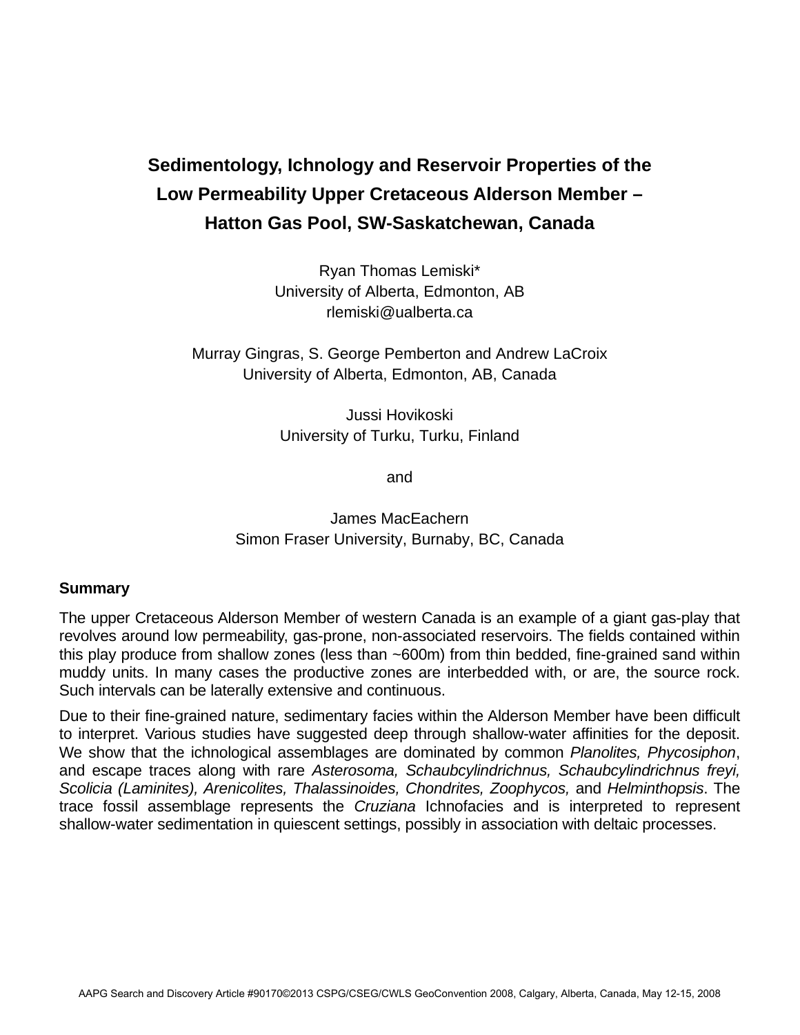# Sedimentology, Ichnology and Reservoir Properties of the Low Permeability Upper Cretaceous Alderson Member – Hatton Gas Pool, SW-Saskatchewan, Canada

Ryan Thomas Lemiski*
University of Alberta, Edmonton, AB
rlemiski@ualberta.ca

Murray Gingras, S. George Pemberton and Andrew LaCroix
University of Alberta, Edmonton, AB, Canada

Jussi Hovikoski
University of Turku, Turku, Finland

and

James MacEachern
Simon Fraser University, Burnaby, BC, Canada

## Summary

The upper Cretaceous Alderson Member of western Canada is an example of a giant gas-play that revolves around low permeability, gas-prone, non-associated reservoirs. The fields contained within this play produce from shallow zones (less than ~600m) from thin bedded, fine-grained sand within muddy units. In many cases the productive zones are interbedded with, or are, the source rock. Such intervals can be laterally extensive and continuous.

Due to their fine-grained nature, sedimentary facies within the Alderson Member have been difficult to interpret. Various studies have suggested deep through shallow-water affinities for the deposit. We show that the ichnological assemblages are dominated by common *Planolites, Phycosiphon*, and escape traces along with rare *Asterosoma, Schaubcylindrichnus, Schaubcylindrichnus freyi, Scolicia (Laminites), Arenicolites, Thalassinoides, Chondrites, Zoophycos,* and *Helminthopsis*. The trace fossil assemblage represents the *Cruziana* Ichnofacies and is interpreted to represent shallow-water sedimentation in quiescent settings, possibly in association with deltaic processes.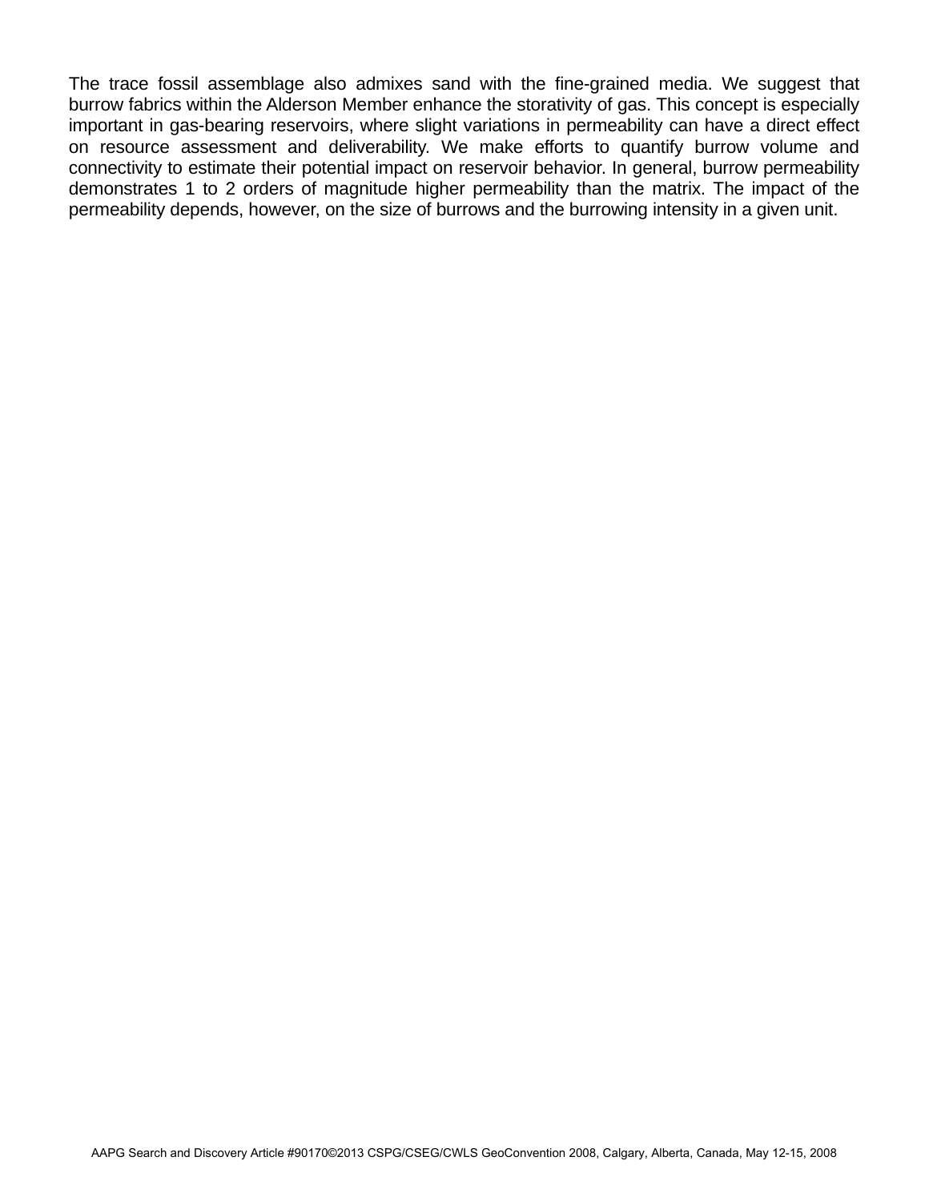The trace fossil assemblage also admixes sand with the fine-grained media. We suggest that burrow fabrics within the Alderson Member enhance the storativity of gas. This concept is especially important in gas-bearing reservoirs, where slight variations in permeability can have a direct effect on resource assessment and deliverability. We make efforts to quantify burrow volume and connectivity to estimate their potential impact on reservoir behavior. In general, burrow permeability demonstrates 1 to 2 orders of magnitude higher permeability than the matrix. The impact of the permeability depends, however, on the size of burrows and the burrowing intensity in a given unit.